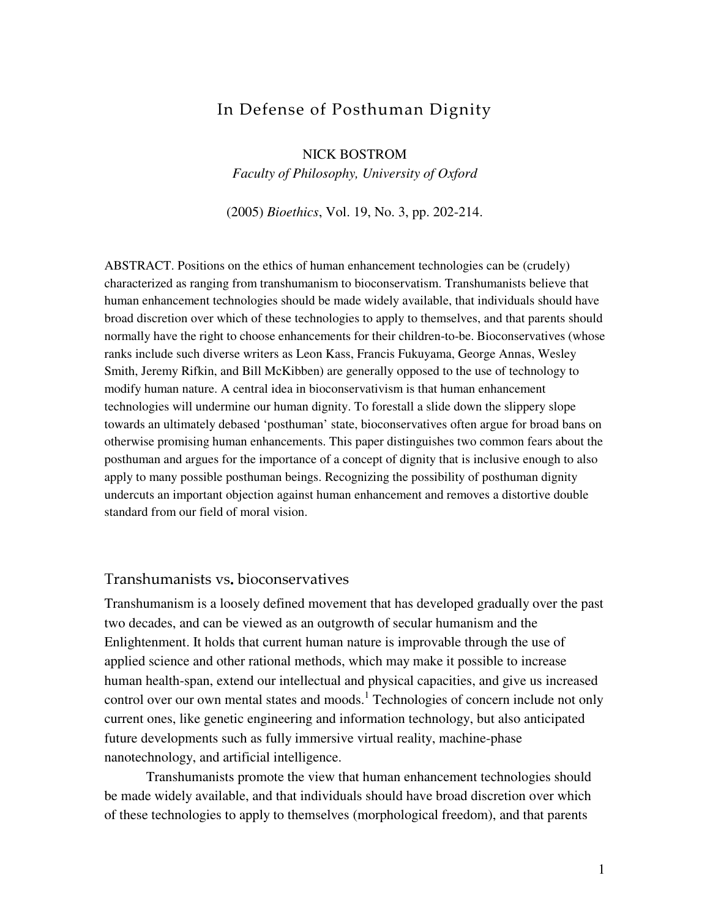# In Defense of Posthuman Dignity

NICK BOSTROM

*Faculty of Philosophy, University of Oxford*

(2005) *Bioethics*, Vol. 19, No. 3, pp. 202-214.

ABSTRACT. Positions on the ethics of human enhancement technologies can be (crudely) characterized as ranging from transhumanism to bioconservatism. Transhumanists believe that human enhancement technologies should be made widely available, that individuals should have broad discretion over which of these technologies to apply to themselves, and that parents should normally have the right to choose enhancements for their children-to-be. Bioconservatives (whose ranks include such diverse writers as Leon Kass, Francis Fukuyama, George Annas, Wesley Smith, Jeremy Rifkin, and Bill McKibben) are generally opposed to the use of technology to modify human nature. A central idea in bioconservativism is that human enhancement technologies will undermine our human dignity. To forestall a slide down the slippery slope towards an ultimately debased 'posthuman' state, bioconservatives often argue for broad bans on otherwise promising human enhancements. This paper distinguishes two common fears about the posthuman and argues for the importance of a concept of dignity that is inclusive enough to also apply to many possible posthuman beings. Recognizing the possibility of posthuman dignity undercuts an important objection against human enhancement and removes a distortive double standard from our field of moral vision.

## Transhumanists vs. bioconservatives

Transhumanism is a loosely defined movement that has developed gradually over the past two decades, and can be viewed as an outgrowth of secular humanism and the Enlightenment. It holds that current human nature is improvable through the use of applied science and other rational methods, which may make it possible to increase human health-span, extend our intellectual and physical capacities, and give us increased control over our own mental states and moods.[1] Technologies of concern include not only current ones, like genetic engineering and information technology, but also anticipated future developments such as fully immersive virtual reality, machine-phase nanotechnology, and artificial intelligence.

Transhumanists promote the view that human enhancement technologies should be made widely available, and that individuals should have broad discretion over which of these technologies to apply to themselves (morphological freedom), and that parents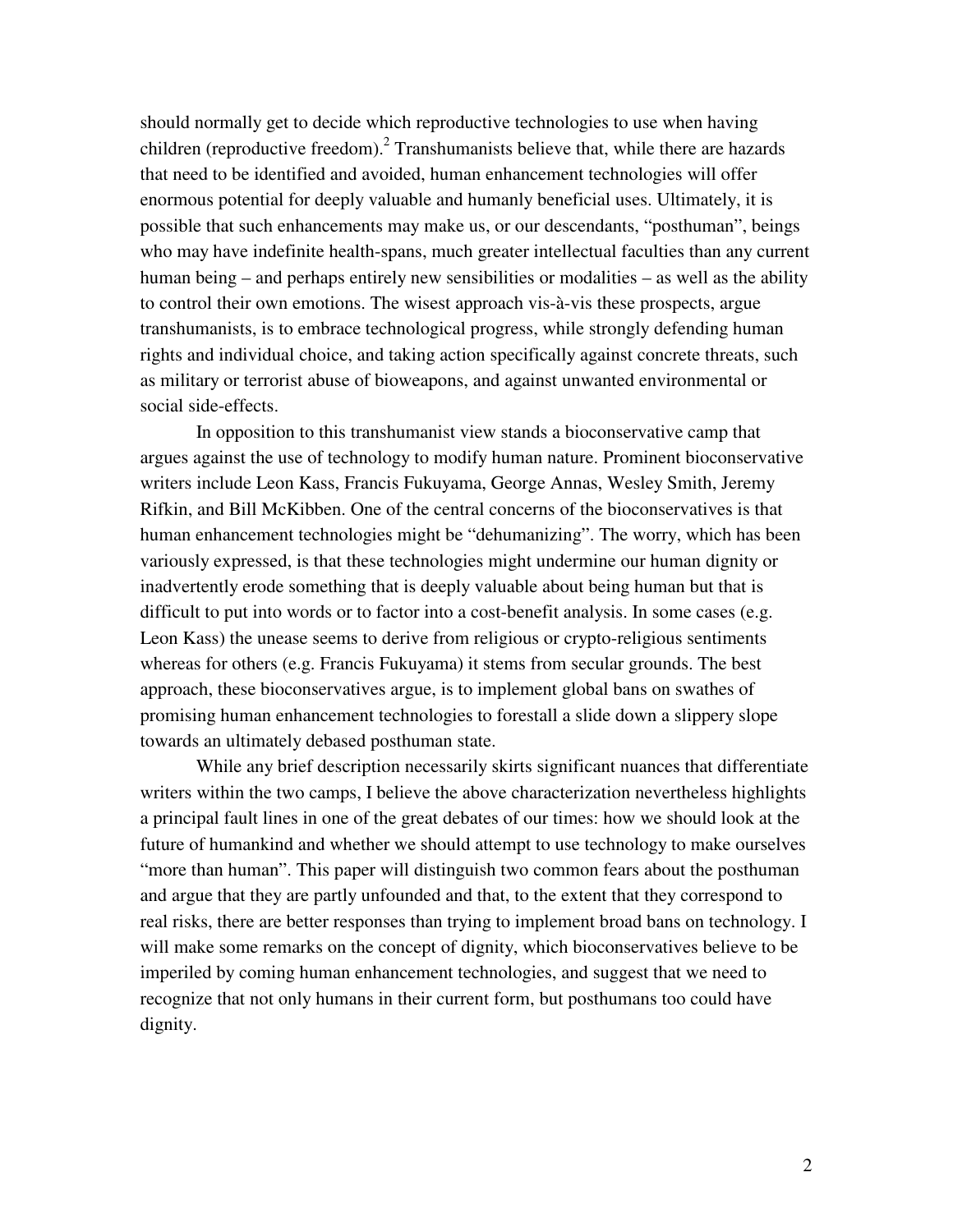should normally get to decide which reproductive technologies to use when having children (reproductive freedom).[2] Transhumanists believe that, while there are hazards that need to be identified and avoided, human enhancement technologies will offer enormous potential for deeply valuable and humanly beneficial uses. Ultimately, it is possible that such enhancements may make us, or our descendants, "posthuman", beings who may have indefinite health-spans, much greater intellectual faculties than any current human being – and perhaps entirely new sensibilities or modalities – as well as the ability to control their own emotions. The wisest approach vis-à-vis these prospects, argue transhumanists, is to embrace technological progress, while strongly defending human rights and individual choice, and taking action specifically against concrete threats, such as military or terrorist abuse of bioweapons, and against unwanted environmental or social side-effects.

In opposition to this transhumanist view stands a bioconservative camp that argues against the use of technology to modify human nature. Prominent bioconservative writers include Leon Kass, Francis Fukuyama, George Annas, Wesley Smith, Jeremy Rifkin, and Bill McKibben. One of the central concerns of the bioconservatives is that human enhancement technologies might be "dehumanizing". The worry, which has been variously expressed, is that these technologies might undermine our human dignity or inadvertently erode something that is deeply valuable about being human but that is difficult to put into words or to factor into a cost-benefit analysis. In some cases (e.g. Leon Kass) the unease seems to derive from religious or crypto-religious sentiments whereas for others (e.g. Francis Fukuyama) it stems from secular grounds. The best approach, these bioconservatives argue, is to implement global bans on swathes of promising human enhancement technologies to forestall a slide down a slippery slope towards an ultimately debased posthuman state.

While any brief description necessarily skirts significant nuances that differentiate writers within the two camps, I believe the above characterization nevertheless highlights a principal fault lines in one of the great debates of our times: how we should look at the future of humankind and whether we should attempt to use technology to make ourselves "more than human". This paper will distinguish two common fears about the posthuman and argue that they are partly unfounded and that, to the extent that they correspond to real risks, there are better responses than trying to implement broad bans on technology. I will make some remarks on the concept of dignity, which bioconservatives believe to be imperiled by coming human enhancement technologies, and suggest that we need to recognize that not only humans in their current form, but posthumans too could have dignity.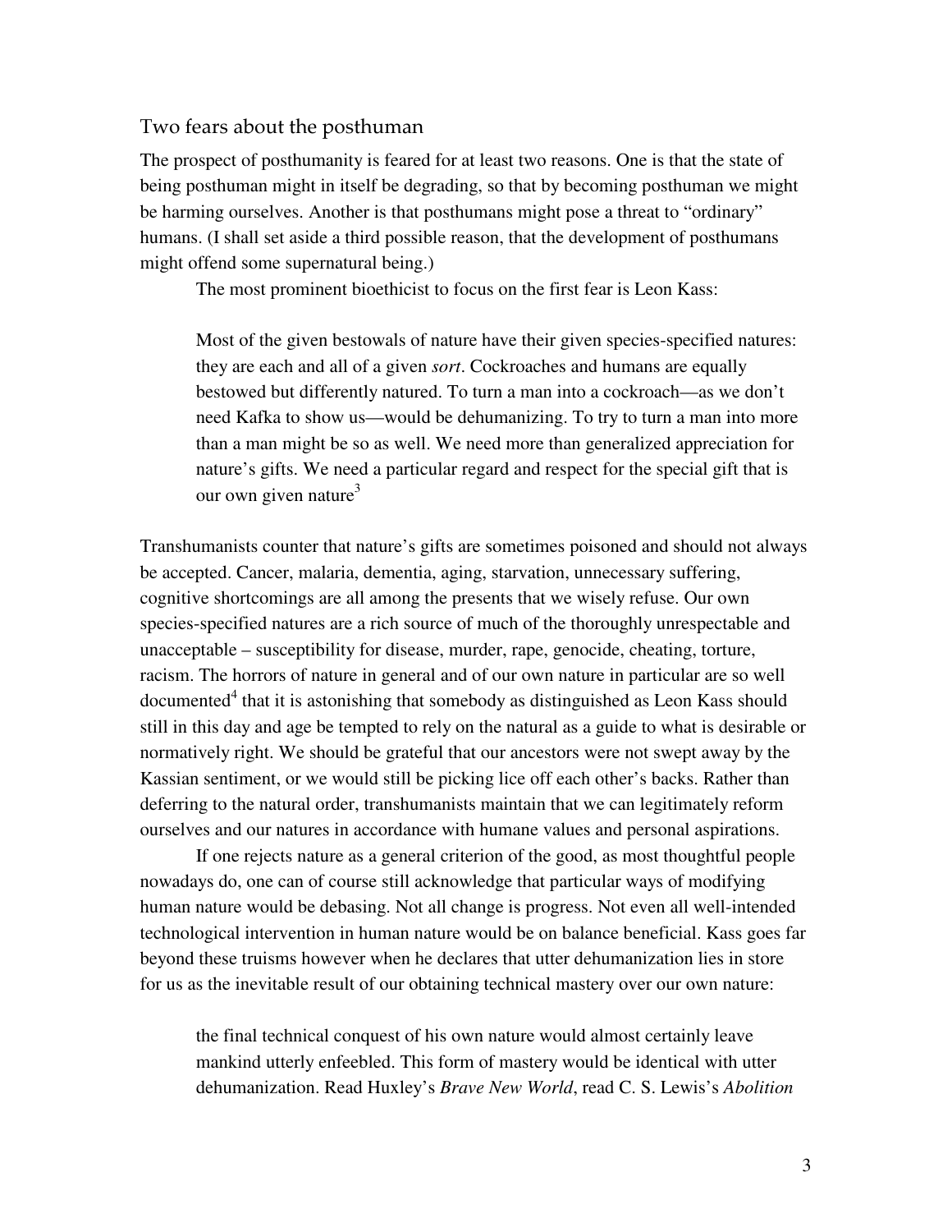## Two fears about the posthuman

The prospect of posthumanity is feared for at least two reasons. One is that the state of being posthuman might in itself be degrading, so that by becoming posthuman we might be harming ourselves. Another is that posthumans might pose a threat to "ordinary" humans. (I shall set aside a third possible reason, that the development of posthumans might offend some supernatural being.)

The most prominent bioethicist to focus on the first fear is Leon Kass:

> Most of the given bestowals of nature have their given species-specified natures: they are each and all of a given *sort*. Cockroaches and humans are equally bestowed but differently natured. To turn a man into a cockroach—as we don't need Kafka to show us—would be dehumanizing. To try to turn a man into more than a man might be so as well. We need more than generalized appreciation for nature's gifts. We need a particular regard and respect for the special gift that is our own given nature[3]

Transhumanists counter that nature's gifts are sometimes poisoned and should not always be accepted. Cancer, malaria, dementia, aging, starvation, unnecessary suffering, cognitive shortcomings are all among the presents that we wisely refuse. Our own species-specified natures are a rich source of much of the thoroughly unrespectable and unacceptable – susceptibility for disease, murder, rape, genocide, cheating, torture, racism. The horrors of nature in general and of our own nature in particular are so well documented[4] that it is astonishing that somebody as distinguished as Leon Kass should still in this day and age be tempted to rely on the natural as a guide to what is desirable or normatively right. We should be grateful that our ancestors were not swept away by the Kassian sentiment, or we would still be picking lice off each other's backs. Rather than deferring to the natural order, transhumanists maintain that we can legitimately reform ourselves and our natures in accordance with humane values and personal aspirations.

If one rejects nature as a general criterion of the good, as most thoughtful people nowadays do, one can of course still acknowledge that particular ways of modifying human nature would be debasing. Not all change is progress. Not even all well-intended technological intervention in human nature would be on balance beneficial. Kass goes far beyond these truisms however when he declares that utter dehumanization lies in store for us as the inevitable result of our obtaining technical mastery over our own nature:

> the final technical conquest of his own nature would almost certainly leave mankind utterly enfeebled. This form of mastery would be identical with utter dehumanization. Read Huxley's *Brave New World*, read C. S. Lewis's *Abolition*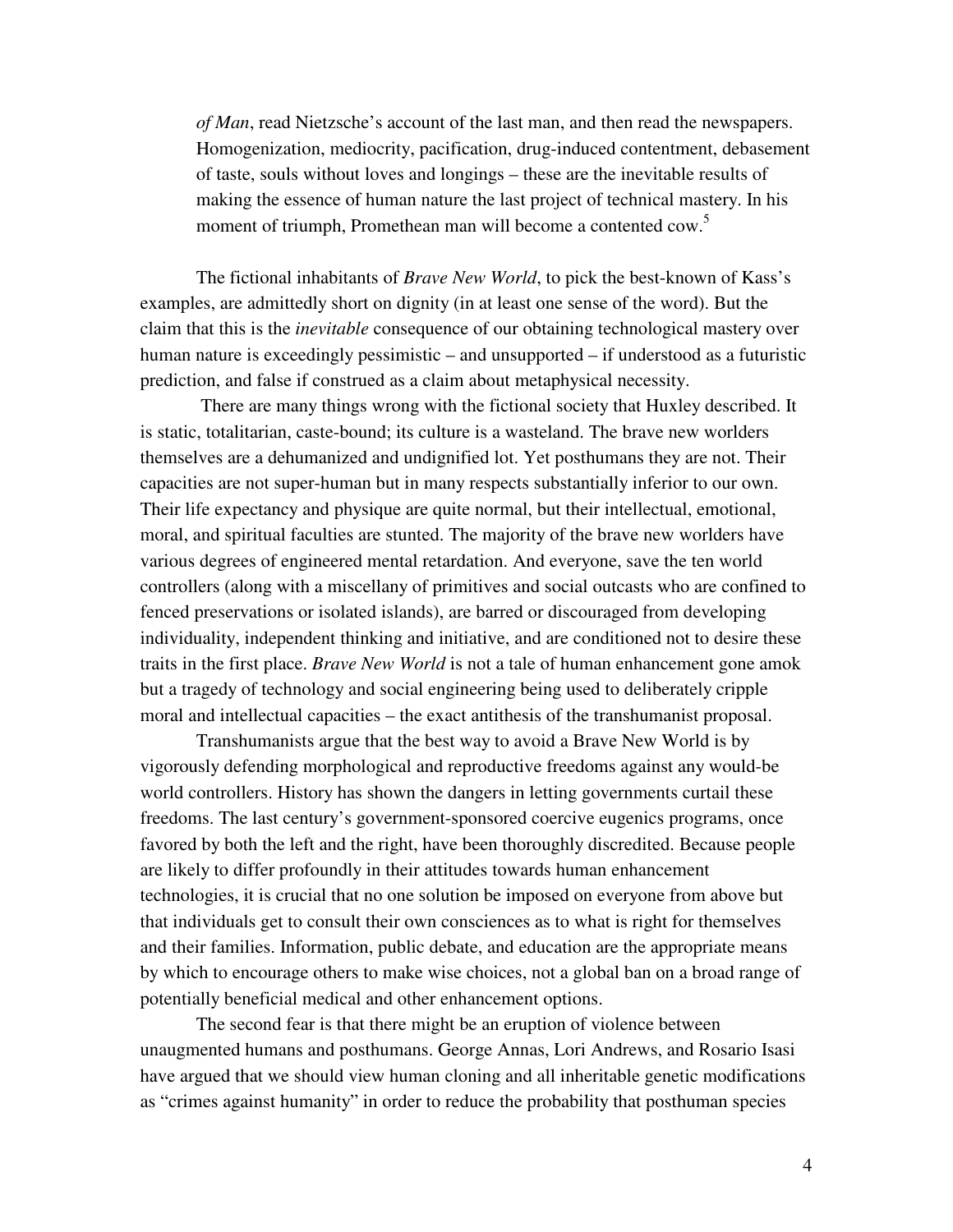> *of Man*, read Nietzsche's account of the last man, and then read the newspapers. Homogenization, mediocrity, pacification, drug-induced contentment, debasement of taste, souls without loves and longings – these are the inevitable results of making the essence of human nature the last project of technical mastery. In his moment of triumph, Promethean man will become a contented cow.[5]

The fictional inhabitants of *Brave New World*, to pick the best-known of Kass's examples, are admittedly short on dignity (in at least one sense of the word). But the claim that this is the *inevitable* consequence of our obtaining technological mastery over human nature is exceedingly pessimistic – and unsupported – if understood as a futuristic prediction, and false if construed as a claim about metaphysical necessity.

There are many things wrong with the fictional society that Huxley described. It is static, totalitarian, caste-bound; its culture is a wasteland. The brave new worlders themselves are a dehumanized and undignified lot. Yet posthumans they are not. Their capacities are not super-human but in many respects substantially inferior to our own. Their life expectancy and physique are quite normal, but their intellectual, emotional, moral, and spiritual faculties are stunted. The majority of the brave new worlders have various degrees of engineered mental retardation. And everyone, save the ten world controllers (along with a miscellany of primitives and social outcasts who are confined to fenced preservations or isolated islands), are barred or discouraged from developing individuality, independent thinking and initiative, and are conditioned not to desire these traits in the first place. *Brave New World* is not a tale of human enhancement gone amok but a tragedy of technology and social engineering being used to deliberately cripple moral and intellectual capacities – the exact antithesis of the transhumanist proposal.

Transhumanists argue that the best way to avoid a Brave New World is by vigorously defending morphological and reproductive freedoms against any would-be world controllers. History has shown the dangers in letting governments curtail these freedoms. The last century's government-sponsored coercive eugenics programs, once favored by both the left and the right, have been thoroughly discredited. Because people are likely to differ profoundly in their attitudes towards human enhancement technologies, it is crucial that no one solution be imposed on everyone from above but that individuals get to consult their own consciences as to what is right for themselves and their families. Information, public debate, and education are the appropriate means by which to encourage others to make wise choices, not a global ban on a broad range of potentially beneficial medical and other enhancement options.

The second fear is that there might be an eruption of violence between unaugmented humans and posthumans. George Annas, Lori Andrews, and Rosario Isasi have argued that we should view human cloning and all inheritable genetic modifications as "crimes against humanity" in order to reduce the probability that posthuman species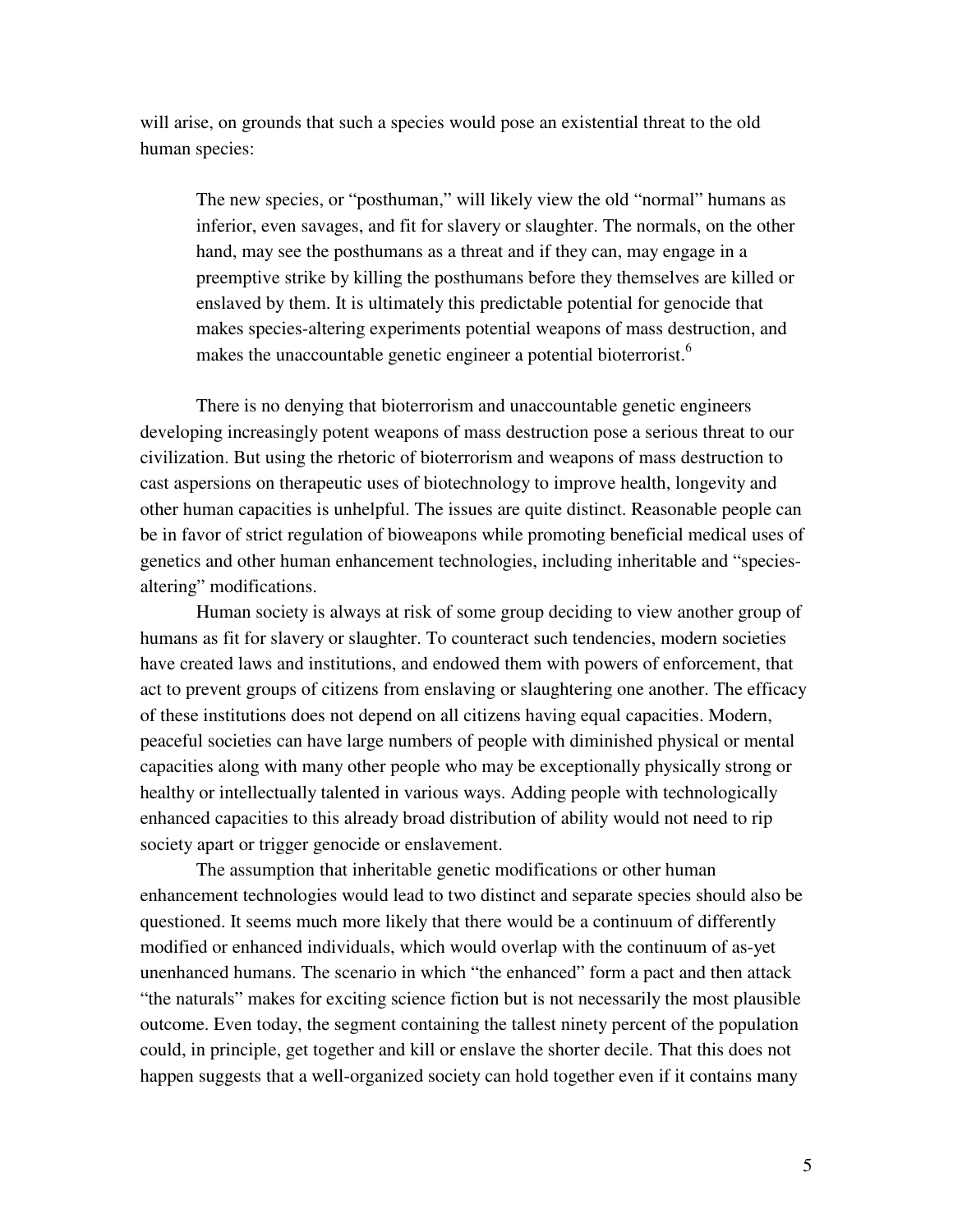will arise, on grounds that such a species would pose an existential threat to the old human species:

> The new species, or "posthuman," will likely view the old "normal" humans as inferior, even savages, and fit for slavery or slaughter. The normals, on the other hand, may see the posthumans as a threat and if they can, may engage in a preemptive strike by killing the posthumans before they themselves are killed or enslaved by them. It is ultimately this predictable potential for genocide that makes species-altering experiments potential weapons of mass destruction, and makes the unaccountable genetic engineer a potential bioterrorist.[6]

There is no denying that bioterrorism and unaccountable genetic engineers developing increasingly potent weapons of mass destruction pose a serious threat to our civilization. But using the rhetoric of bioterrorism and weapons of mass destruction to cast aspersions on therapeutic uses of biotechnology to improve health, longevity and other human capacities is unhelpful. The issues are quite distinct. Reasonable people can be in favor of strict regulation of bioweapons while promoting beneficial medical uses of genetics and other human enhancement technologies, including inheritable and "species-altering" modifications.

Human society is always at risk of some group deciding to view another group of humans as fit for slavery or slaughter. To counteract such tendencies, modern societies have created laws and institutions, and endowed them with powers of enforcement, that act to prevent groups of citizens from enslaving or slaughtering one another. The efficacy of these institutions does not depend on all citizens having equal capacities. Modern, peaceful societies can have large numbers of people with diminished physical or mental capacities along with many other people who may be exceptionally physically strong or healthy or intellectually talented in various ways. Adding people with technologically enhanced capacities to this already broad distribution of ability would not need to rip society apart or trigger genocide or enslavement.

The assumption that inheritable genetic modifications or other human enhancement technologies would lead to two distinct and separate species should also be questioned. It seems much more likely that there would be a continuum of differently modified or enhanced individuals, which would overlap with the continuum of as-yet unenhanced humans. The scenario in which "the enhanced" form a pact and then attack "the naturals" makes for exciting science fiction but is not necessarily the most plausible outcome. Even today, the segment containing the tallest ninety percent of the population could, in principle, get together and kill or enslave the shorter decile. That this does not happen suggests that a well-organized society can hold together even if it contains many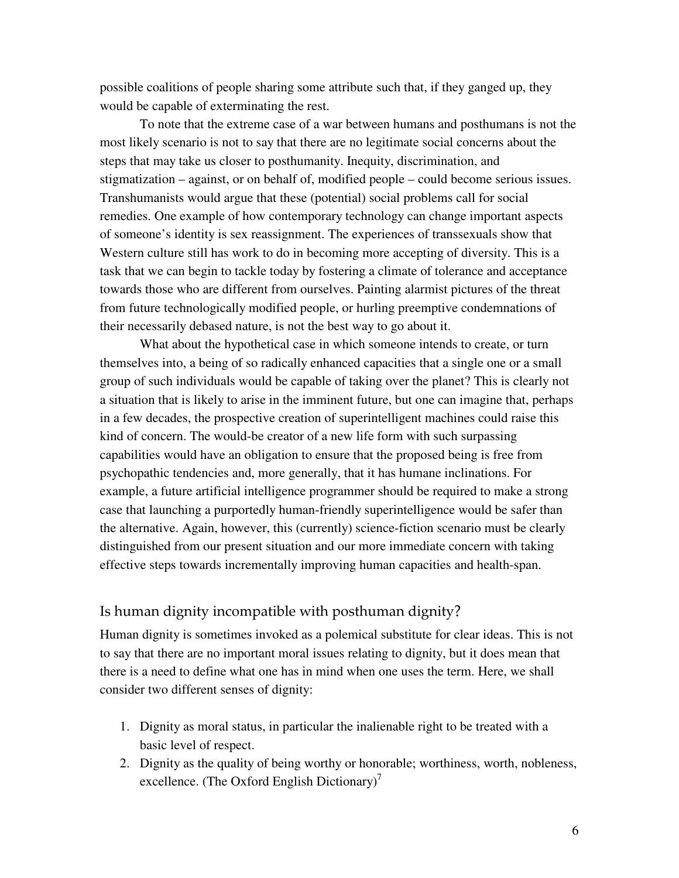possible coalitions of people sharing some attribute such that, if they ganged up, they would be capable of exterminating the rest.

To note that the extreme case of a war between humans and posthumans is not the most likely scenario is not to say that there are no legitimate social concerns about the steps that may take us closer to posthumanity. Inequity, discrimination, and stigmatization – against, or on behalf of, modified people – could become serious issues. Transhumanists would argue that these (potential) social problems call for social remedies. One example of how contemporary technology can change important aspects of someone's identity is sex reassignment. The experiences of transsexuals show that Western culture still has work to do in becoming more accepting of diversity. This is a task that we can begin to tackle today by fostering a climate of tolerance and acceptance towards those who are different from ourselves. Painting alarmist pictures of the threat from future technologically modified people, or hurling preemptive condemnations of their necessarily debased nature, is not the best way to go about it.

What about the hypothetical case in which someone intends to create, or turn themselves into, a being of so radically enhanced capacities that a single one or a small group of such individuals would be capable of taking over the planet? This is clearly not a situation that is likely to arise in the imminent future, but one can imagine that, perhaps in a few decades, the prospective creation of superintelligent machines could raise this kind of concern. The would-be creator of a new life form with such surpassing capabilities would have an obligation to ensure that the proposed being is free from psychopathic tendencies and, more generally, that it has humane inclinations. For example, a future artificial intelligence programmer should be required to make a strong case that launching a purportedly human-friendly superintelligence would be safer than the alternative. Again, however, this (currently) science-fiction scenario must be clearly distinguished from our present situation and our more immediate concern with taking effective steps towards incrementally improving human capacities and health-span.

## Is human dignity incompatible with posthuman dignity?

Human dignity is sometimes invoked as a polemical substitute for clear ideas. This is not to say that there are no important moral issues relating to dignity, but it does mean that there is a need to define what one has in mind when one uses the term. Here, we shall consider two different senses of dignity:

1. Dignity as moral status, in particular the inalienable right to be treated with a basic level of respect.
2. Dignity as the quality of being worthy or honorable; worthiness, worth, nobleness, excellence. (The Oxford English Dictionary)[7]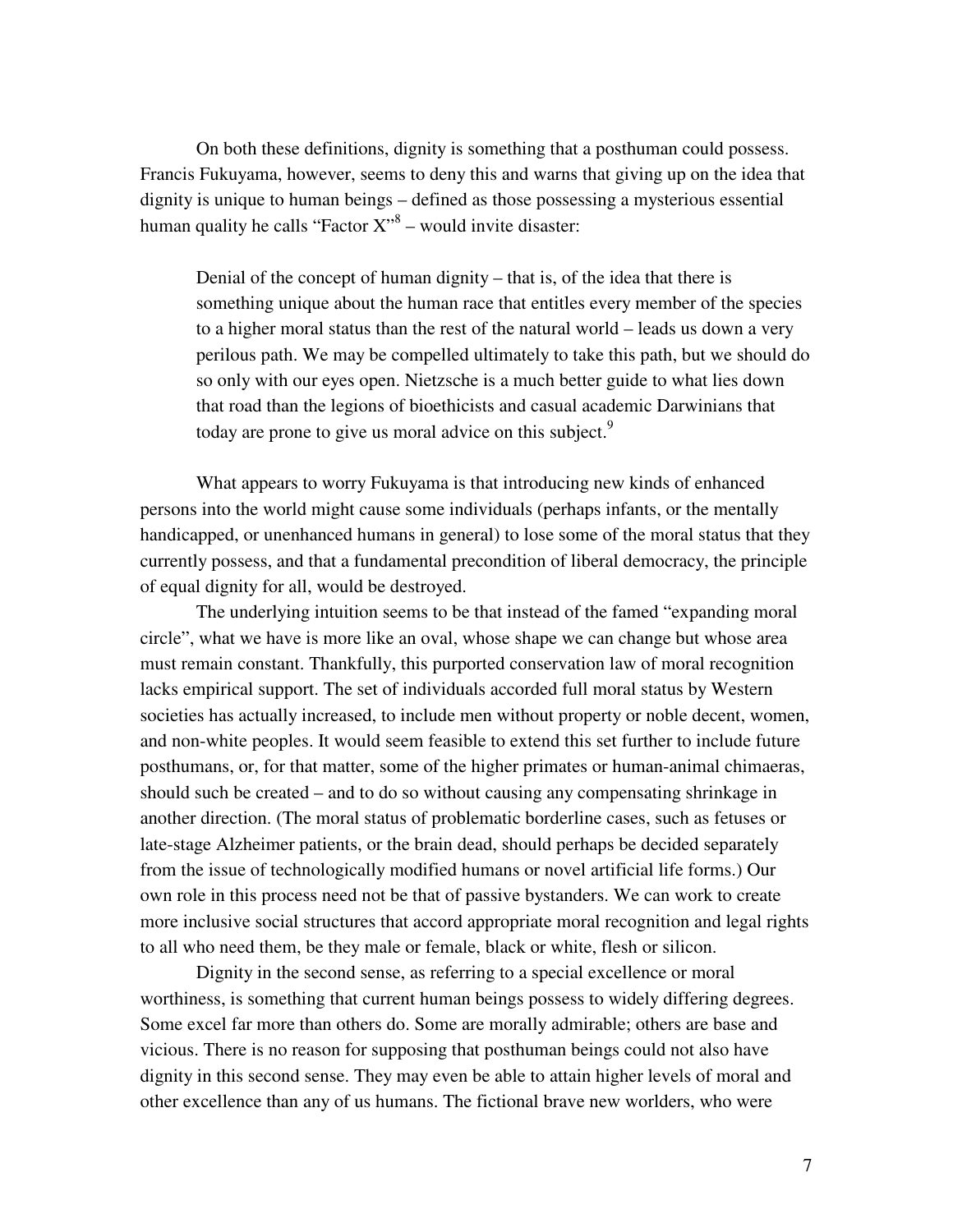On both these definitions, dignity is something that a posthuman could possess. Francis Fukuyama, however, seems to deny this and warns that giving up on the idea that dignity is unique to human beings – defined as those possessing a mysterious essential human quality he calls "Factor X"[8] – would invite disaster:

> Denial of the concept of human dignity – that is, of the idea that there is something unique about the human race that entitles every member of the species to a higher moral status than the rest of the natural world – leads us down a very perilous path. We may be compelled ultimately to take this path, but we should do so only with our eyes open. Nietzsche is a much better guide to what lies down that road than the legions of bioethicists and casual academic Darwinians that today are prone to give us moral advice on this subject.[9]

What appears to worry Fukuyama is that introducing new kinds of enhanced persons into the world might cause some individuals (perhaps infants, or the mentally handicapped, or unenhanced humans in general) to lose some of the moral status that they currently possess, and that a fundamental precondition of liberal democracy, the principle of equal dignity for all, would be destroyed.

The underlying intuition seems to be that instead of the famed "expanding moral circle", what we have is more like an oval, whose shape we can change but whose area must remain constant. Thankfully, this purported conservation law of moral recognition lacks empirical support. The set of individuals accorded full moral status by Western societies has actually increased, to include men without property or noble decent, women, and non-white peoples. It would seem feasible to extend this set further to include future posthumans, or, for that matter, some of the higher primates or human-animal chimaeras, should such be created – and to do so without causing any compensating shrinkage in another direction. (The moral status of problematic borderline cases, such as fetuses or late-stage Alzheimer patients, or the brain dead, should perhaps be decided separately from the issue of technologically modified humans or novel artificial life forms.) Our own role in this process need not be that of passive bystanders. We can work to create more inclusive social structures that accord appropriate moral recognition and legal rights to all who need them, be they male or female, black or white, flesh or silicon.

Dignity in the second sense, as referring to a special excellence or moral worthiness, is something that current human beings possess to widely differing degrees. Some excel far more than others do. Some are morally admirable; others are base and vicious. There is no reason for supposing that posthuman beings could not also have dignity in this second sense. They may even be able to attain higher levels of moral and other excellence than any of us humans. The fictional brave new worlders, who were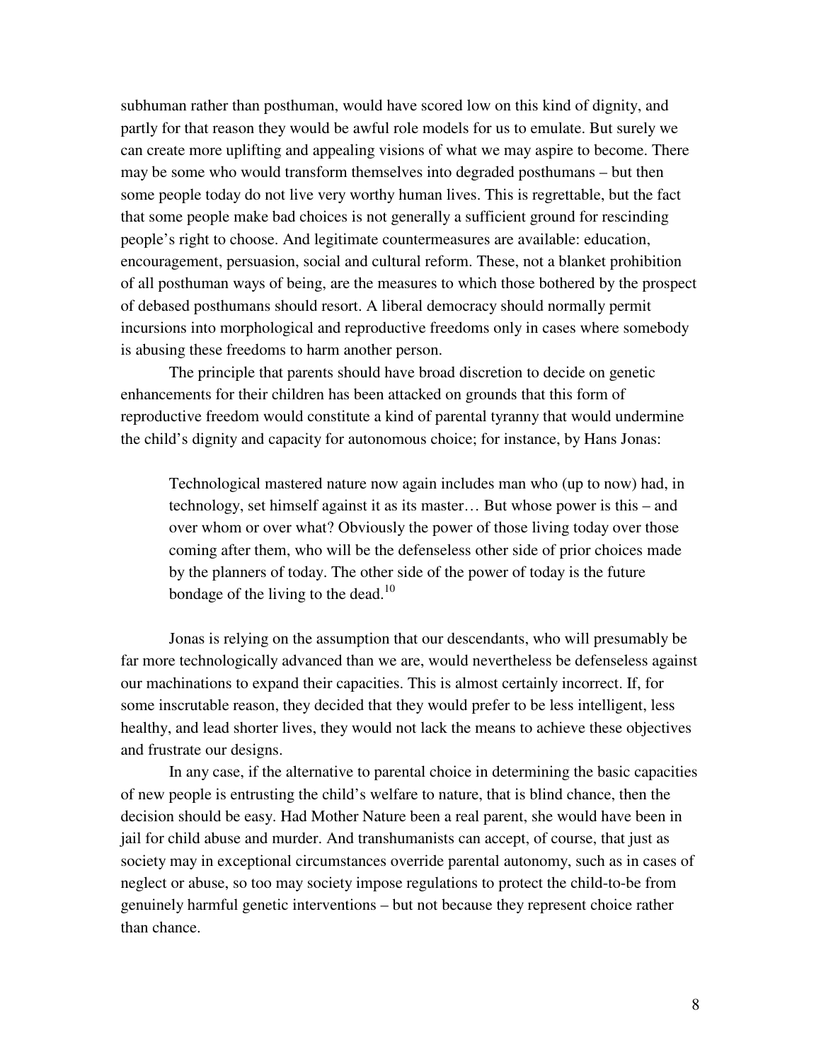subhuman rather than posthuman, would have scored low on this kind of dignity, and partly for that reason they would be awful role models for us to emulate. But surely we can create more uplifting and appealing visions of what we may aspire to become. There may be some who would transform themselves into degraded posthumans – but then some people today do not live very worthy human lives. This is regrettable, but the fact that some people make bad choices is not generally a sufficient ground for rescinding people's right to choose. And legitimate countermeasures are available: education, encouragement, persuasion, social and cultural reform. These, not a blanket prohibition of all posthuman ways of being, are the measures to which those bothered by the prospect of debased posthumans should resort. A liberal democracy should normally permit incursions into morphological and reproductive freedoms only in cases where somebody is abusing these freedoms to harm another person.

The principle that parents should have broad discretion to decide on genetic enhancements for their children has been attacked on grounds that this form of reproductive freedom would constitute a kind of parental tyranny that would undermine the child's dignity and capacity for autonomous choice; for instance, by Hans Jonas:

> Technological mastered nature now again includes man who (up to now) had, in technology, set himself against it as its master… But whose power is this – and over whom or over what? Obviously the power of those living today over those coming after them, who will be the defenseless other side of prior choices made by the planners of today. The other side of the power of today is the future bondage of the living to the dead.[10]

Jonas is relying on the assumption that our descendants, who will presumably be far more technologically advanced than we are, would nevertheless be defenseless against our machinations to expand their capacities. This is almost certainly incorrect. If, for some inscrutable reason, they decided that they would prefer to be less intelligent, less healthy, and lead shorter lives, they would not lack the means to achieve these objectives and frustrate our designs.

In any case, if the alternative to parental choice in determining the basic capacities of new people is entrusting the child's welfare to nature, that is blind chance, then the decision should be easy. Had Mother Nature been a real parent, she would have been in jail for child abuse and murder. And transhumanists can accept, of course, that just as society may in exceptional circumstances override parental autonomy, such as in cases of neglect or abuse, so too may society impose regulations to protect the child-to-be from genuinely harmful genetic interventions – but not because they represent choice rather than chance.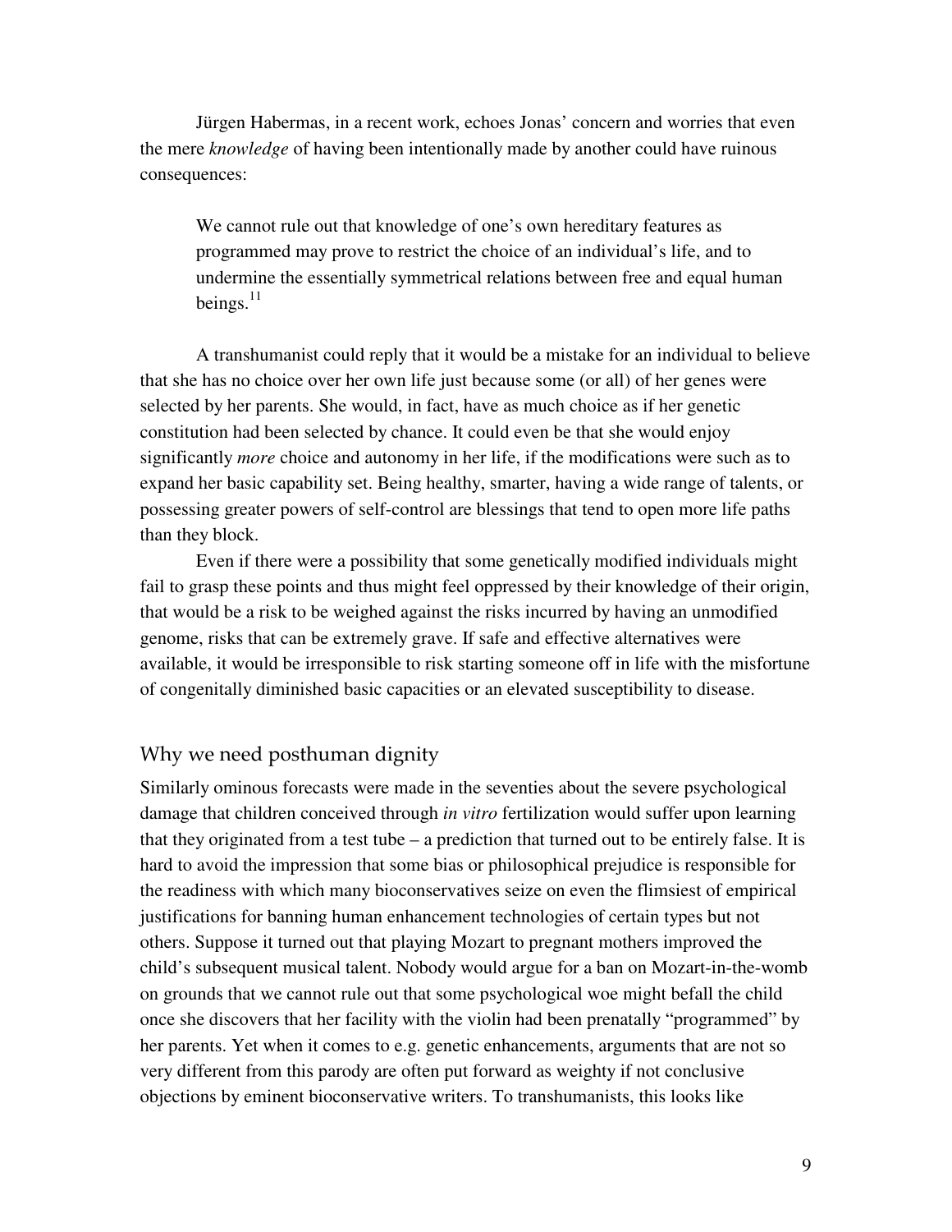Jürgen Habermas, in a recent work, echoes Jonas' concern and worries that even the mere *knowledge* of having been intentionally made by another could have ruinous consequences:

> We cannot rule out that knowledge of one's own hereditary features as programmed may prove to restrict the choice of an individual's life, and to undermine the essentially symmetrical relations between free and equal human beings.[11]

A transhumanist could reply that it would be a mistake for an individual to believe that she has no choice over her own life just because some (or all) of her genes were selected by her parents. She would, in fact, have as much choice as if her genetic constitution had been selected by chance. It could even be that she would enjoy significantly *more* choice and autonomy in her life, if the modifications were such as to expand her basic capability set. Being healthy, smarter, having a wide range of talents, or possessing greater powers of self-control are blessings that tend to open more life paths than they block.

Even if there were a possibility that some genetically modified individuals might fail to grasp these points and thus might feel oppressed by their knowledge of their origin, that would be a risk to be weighed against the risks incurred by having an unmodified genome, risks that can be extremely grave. If safe and effective alternatives were available, it would be irresponsible to risk starting someone off in life with the misfortune of congenitally diminished basic capacities or an elevated susceptibility to disease.

## Why we need posthuman dignity

Similarly ominous forecasts were made in the seventies about the severe psychological damage that children conceived through *in vitro* fertilization would suffer upon learning that they originated from a test tube – a prediction that turned out to be entirely false. It is hard to avoid the impression that some bias or philosophical prejudice is responsible for the readiness with which many bioconservatives seize on even the flimsiest of empirical justifications for banning human enhancement technologies of certain types but not others. Suppose it turned out that playing Mozart to pregnant mothers improved the child's subsequent musical talent. Nobody would argue for a ban on Mozart-in-the-womb on grounds that we cannot rule out that some psychological woe might befall the child once she discovers that her facility with the violin had been prenatally "programmed" by her parents. Yet when it comes to e.g. genetic enhancements, arguments that are not so very different from this parody are often put forward as weighty if not conclusive objections by eminent bioconservative writers. To transhumanists, this looks like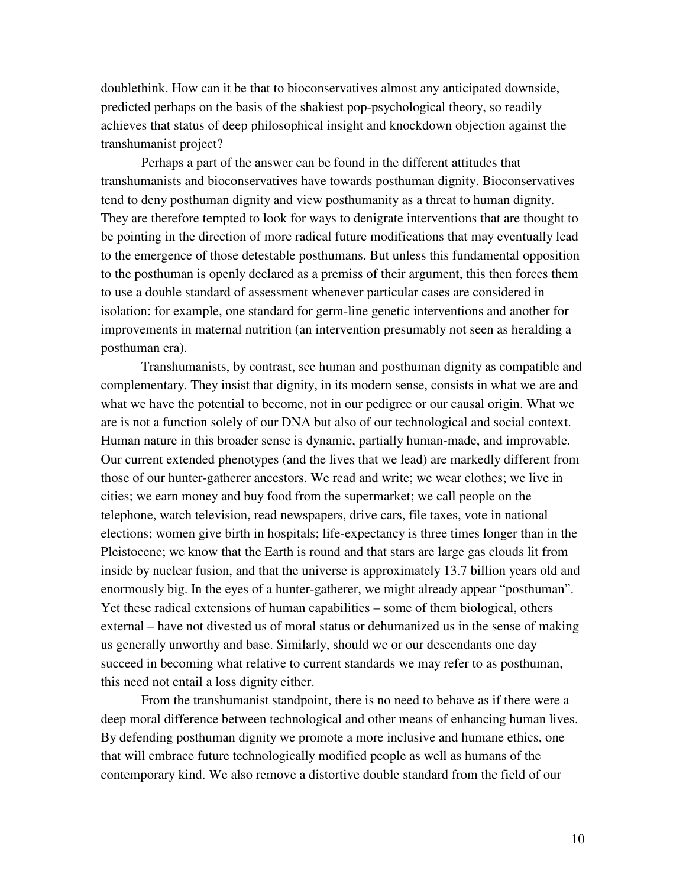doublethink. How can it be that to bioconservatives almost any anticipated downside, predicted perhaps on the basis of the shakiest pop-psychological theory, so readily achieves that status of deep philosophical insight and knockdown objection against the transhumanist project?

Perhaps a part of the answer can be found in the different attitudes that transhumanists and bioconservatives have towards posthuman dignity. Bioconservatives tend to deny posthuman dignity and view posthumanity as a threat to human dignity. They are therefore tempted to look for ways to denigrate interventions that are thought to be pointing in the direction of more radical future modifications that may eventually lead to the emergence of those detestable posthumans. But unless this fundamental opposition to the posthuman is openly declared as a premiss of their argument, this then forces them to use a double standard of assessment whenever particular cases are considered in isolation: for example, one standard for germ-line genetic interventions and another for improvements in maternal nutrition (an intervention presumably not seen as heralding a posthuman era).

Transhumanists, by contrast, see human and posthuman dignity as compatible and complementary. They insist that dignity, in its modern sense, consists in what we are and what we have the potential to become, not in our pedigree or our causal origin. What we are is not a function solely of our DNA but also of our technological and social context. Human nature in this broader sense is dynamic, partially human-made, and improvable. Our current extended phenotypes (and the lives that we lead) are markedly different from those of our hunter-gatherer ancestors. We read and write; we wear clothes; we live in cities; we earn money and buy food from the supermarket; we call people on the telephone, watch television, read newspapers, drive cars, file taxes, vote in national elections; women give birth in hospitals; life-expectancy is three times longer than in the Pleistocene; we know that the Earth is round and that stars are large gas clouds lit from inside by nuclear fusion, and that the universe is approximately 13.7 billion years old and enormously big. In the eyes of a hunter-gatherer, we might already appear "posthuman". Yet these radical extensions of human capabilities – some of them biological, others external – have not divested us of moral status or dehumanized us in the sense of making us generally unworthy and base. Similarly, should we or our descendants one day succeed in becoming what relative to current standards we may refer to as posthuman, this need not entail a loss dignity either.

From the transhumanist standpoint, there is no need to behave as if there were a deep moral difference between technological and other means of enhancing human lives. By defending posthuman dignity we promote a more inclusive and humane ethics, one that will embrace future technologically modified people as well as humans of the contemporary kind. We also remove a distortive double standard from the field of our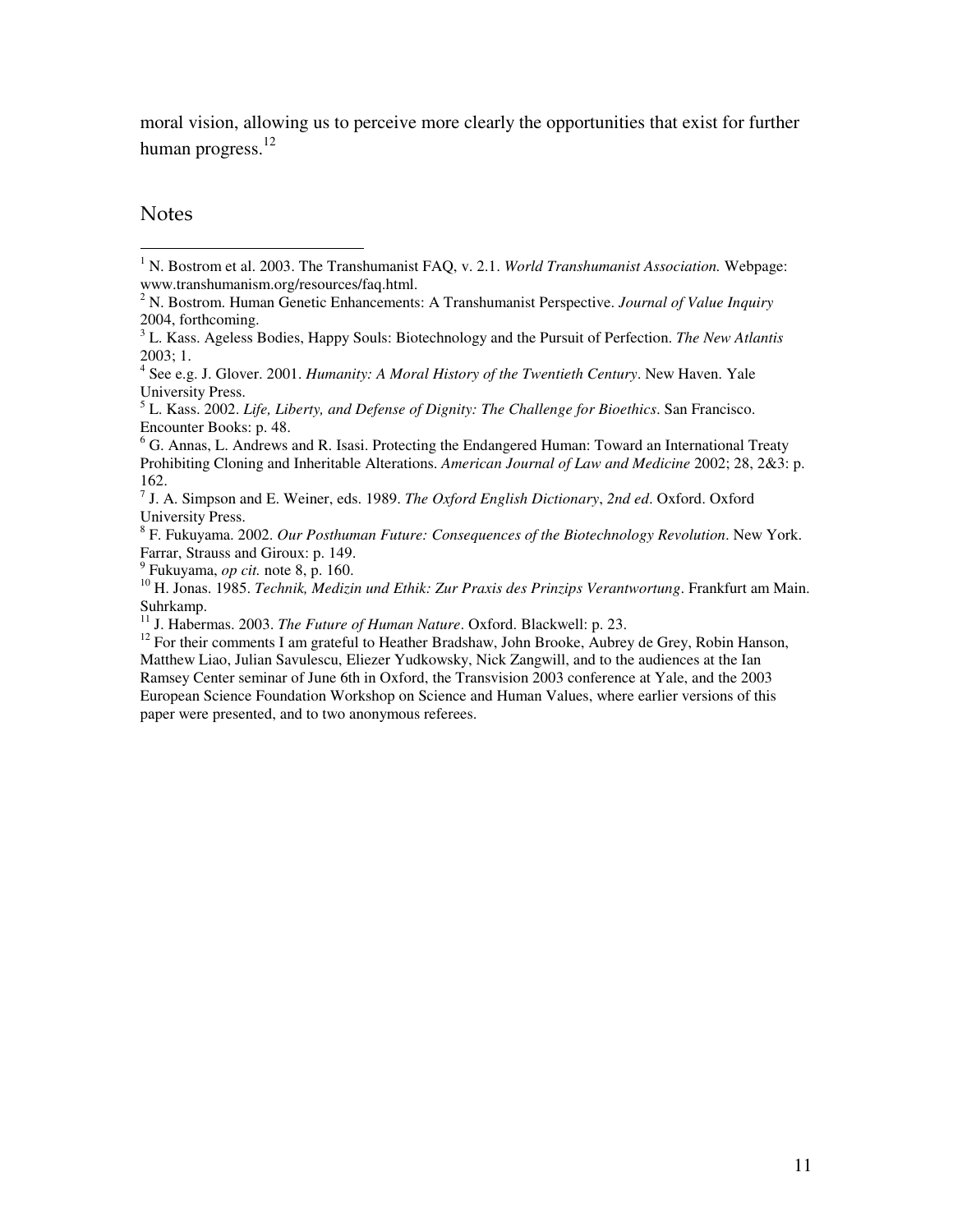moral vision, allowing us to perceive more clearly the opportunities that exist for further human progress.[12]

## Notes

[1] N. Bostrom et al. 2003. The Transhumanist FAQ, v. 2.1. *World Transhumanist Association.* Webpage: www.transhumanism.org/resources/faq.html.

[2] N. Bostrom. Human Genetic Enhancements: A Transhumanist Perspective. *Journal of Value Inquiry* 2004, forthcoming.

[3] L. Kass. Ageless Bodies, Happy Souls: Biotechnology and the Pursuit of Perfection. *The New Atlantis* 2003; 1.

[4] See e.g. J. Glover. 2001. *Humanity: A Moral History of the Twentieth Century*. New Haven. Yale University Press.

[5] L. Kass. 2002. *Life, Liberty, and Defense of Dignity: The Challenge for Bioethics*. San Francisco. Encounter Books: p. 48.

[6] G. Annas, L. Andrews and R. Isasi. Protecting the Endangered Human: Toward an International Treaty Prohibiting Cloning and Inheritable Alterations. *American Journal of Law and Medicine* 2002; 28, 2&3: p. 162.

[7] J. A. Simpson and E. Weiner, eds. 1989. *The Oxford English Dictionary*, *2nd ed*. Oxford. Oxford University Press.

[8] F. Fukuyama. 2002. *Our Posthuman Future: Consequences of the Biotechnology Revolution*. New York. Farrar, Strauss and Giroux: p. 149.

[9] Fukuyama, *op cit.* note 8, p. 160.

[10] H. Jonas. 1985. *Technik, Medizin und Ethik: Zur Praxis des Prinzips Verantwortung*. Frankfurt am Main. Suhrkamp.

[11] J. Habermas. 2003. *The Future of Human Nature*. Oxford. Blackwell: p. 23.

[12] For their comments I am grateful to Heather Bradshaw, John Brooke, Aubrey de Grey, Robin Hanson, Matthew Liao, Julian Savulescu, Eliezer Yudkowsky, Nick Zangwill, and to the audiences at the Ian Ramsey Center seminar of June 6th in Oxford, the Transvision 2003 conference at Yale, and the 2003 European Science Foundation Workshop on Science and Human Values, where earlier versions of this paper were presented, and to two anonymous referees.